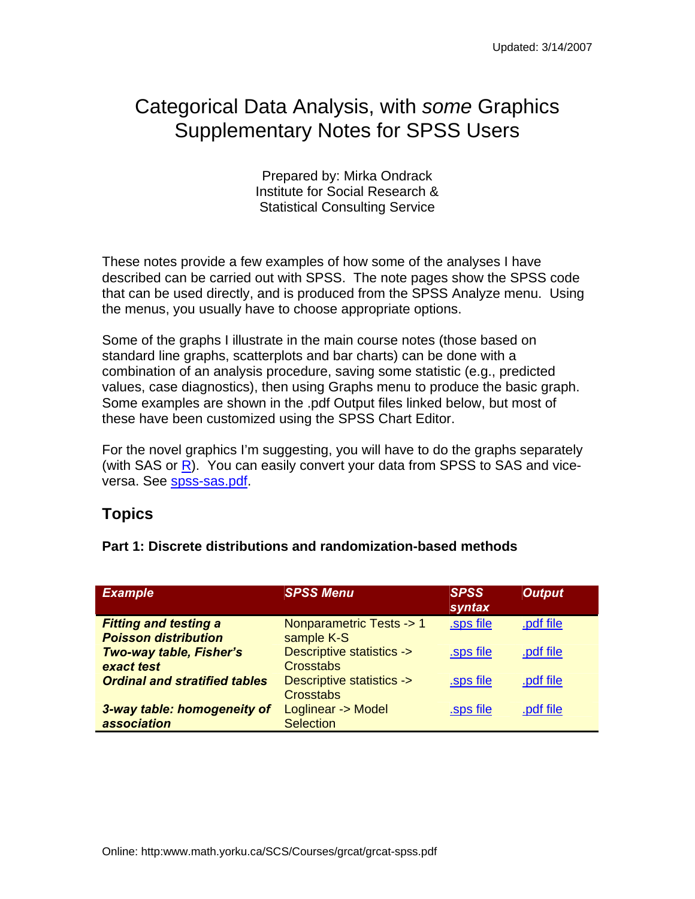Updated: 3/14/2007

# Categorical Data Analysis, with *some* Graphics Supplementary Notes for SPSS Users

Prepared by: Mirka Ondrack
Institute for Social Research &
Statistical Consulting Service

These notes provide a few examples of how some of the analyses I have described can be carried out with SPSS. The note pages show the SPSS code that can be used directly, and is produced from the SPSS Analyze menu. Using the menus, you usually have to choose appropriate options.

Some of the graphs I illustrate in the main course notes (those based on standard line graphs, scatterplots and bar charts) can be done with a combination of an analysis procedure, saving some statistic (e.g., predicted values, case diagnostics), then using Graphs menu to produce the basic graph. Some examples are shown in the .pdf Output files linked below, but most of these have been customized using the SPSS Chart Editor.

For the novel graphics I'm suggesting, you will have to do the graphs separately (with SAS or R). You can easily convert your data from SPSS to SAS and vice-versa. See spss-sas.pdf.

## Topics

### Part 1: Discrete distributions and randomization-based methods

| *Example* | *SPSS Menu* | *SPSS syntax* | *Output* |
|---|---|---|---|
| ***Fitting and testing a Poisson distribution*** | Nonparametric Tests -> 1 sample K-S | .sps file | .pdf file |
| ***Two-way table, Fisher's exact test*** | Descriptive statistics -> Crosstabs | .sps file | .pdf file |
| ***Ordinal and stratified tables*** | Descriptive statistics -> Crosstabs | .sps file | .pdf file |
| ***3-way table: homogeneity of association*** | Loglinear -> Model Selection | .sps file | .pdf file |

Online: http:www.math.yorku.ca/SCS/Courses/grcat/grcat-spss.pdf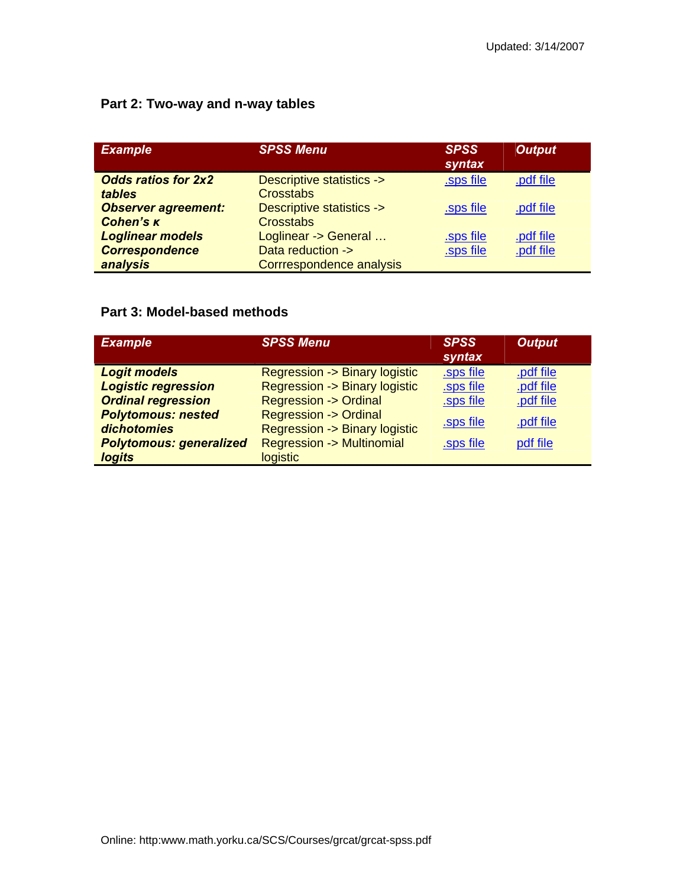## Part 2: Two-way and n-way tables

| *Example* | *SPSS Menu* | *SPSS syntax* | *Output* |
|---|---|---|---|
| ***Odds ratios for 2x2 tables*** | Descriptive statistics -> Crosstabs | .sps file | .pdf file |
| ***Observer agreement: Cohen's κ*** | Descriptive statistics -> Crosstabs | .sps file | .pdf file |
| ***Loglinear models*** | Loglinear -> General … | .sps file | .pdf file |
| ***Correspondence analysis*** | Data reduction -> Corrrespondence analysis | .sps file | .pdf file |

## Part 3: Model-based methods

| *Example* | *SPSS Menu* | *SPSS syntax* | *Output* |
|---|---|---|---|
| ***Logit models*** | Regression -> Binary logistic | .sps file | .pdf file |
| ***Logistic regression*** | Regression -> Binary logistic | .sps file | .pdf file |
| ***Ordinal regression*** | Regression -> Ordinal | .sps file | .pdf file |
| ***Polytomous: nested dichotomies*** | Regression -> Ordinal Regression -> Binary logistic | .sps file | .pdf file |
| ***Polytomous: generalized logits*** | Regression -> Multinomial logistic | .sps file | pdf file |

Online: http:www.math.yorku.ca/SCS/Courses/grcat/grcat-spss.pdf